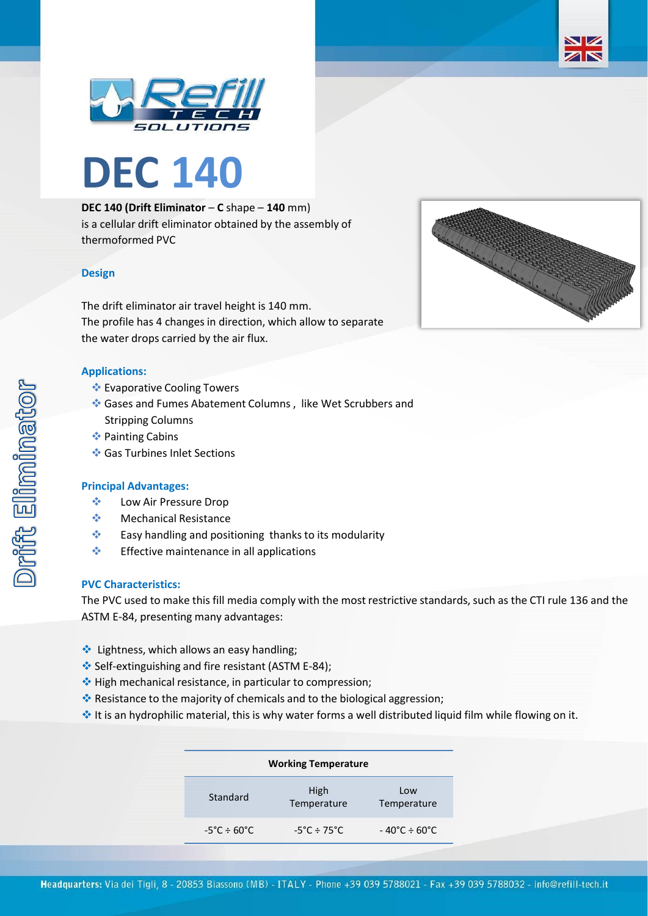# DEC 140

**DEC 140 (Drift Eliminator** – **C** shape – **140** mm)
is a cellular drift eliminator obtained by the assembly of thermoformed PVC

### Design

The drift eliminator air travel height is 140 mm.
The profile has 4 changes in direction, which allow to separate the water drops carried by the air flux.

### Applications:

- Evaporative Cooling Towers
- Gases and Fumes Abatement Columns , like Wet Scrubbers and Stripping Columns
- Painting Cabins
- Gas Turbines Inlet Sections

### Principal Advantages:

- Low Air Pressure Drop
- Mechanical Resistance
- Easy handling and positioning thanks to its modularity
- Effective maintenance in all applications

### PVC Characteristics:

The PVC used to make this fill media comply with the most restrictive standards, such as the CTI rule 136 and the ASTM E-84, presenting many advantages:

- Lightness, which allows an easy handling;
- Self-extinguishing and fire resistant (ASTM E-84);
- High mechanical resistance, in particular to compression;
- Resistance to the majority of chemicals and to the biological aggression;
- It is an hydrophilic material, this is why water forms a well distributed liquid film while flowing on it.

| Working Temperature | | |
|---|---|---|
| Standard | High Temperature | Low Temperature |
| -5°C ÷ 60°C | -5°C ÷ 75°C | - 40°C ÷ 60°C |

Drift Eliminator

**Headquarters:** Via dei Tigli, 8 - 20853 Biassono (MB) - ITALY - Phone +39 039 5788021 - Fax +39 039 5788032 - info@refill-tech.it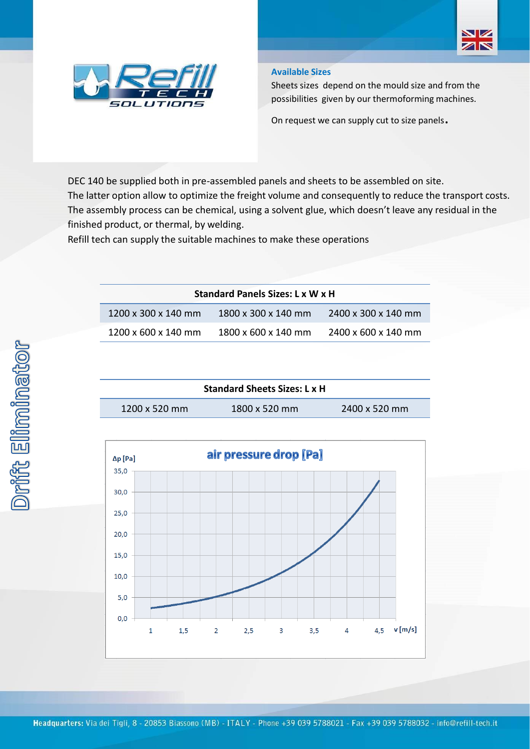## Available Sizes

Sheets sizes depend on the mould size and from the possibilities given by our thermoforming machines.

On request we can supply cut to size panels.

DEC 140 be supplied both in pre-assembled panels and sheets to be assembled on site.
The latter option allow to optimize the freight volume and consequently to reduce the transport costs.
The assembly process can be chemical, using a solvent glue, which doesn't leave any residual in the finished product, or thermal, by welding.
Refill tech can supply the suitable machines to make these operations

| Standard Panels Sizes: L x W x H | | |
|---|---|---|
| 1200 x 300 x 140 mm | 1800 x 300 x 140 mm | 2400 x 300 x 140 mm |
| 1200 x 600 x 140 mm | 1800 x 600 x 140 mm | 2400 x 600 x 140 mm |

| Standard Sheets Sizes: L x H | | |
|---|---|---|
| 1200 x 520 mm | 1800 x 520 mm | 2400 x 520 mm |

air pressure drop [Pa]

Δp [Pa]

35,0
30,0
25,0
20,0
15,0
10,0
5,0
0,0

1
1,5
2
2,5
3
3,5
4
4,5
v [m/s]

Drift Eliminator